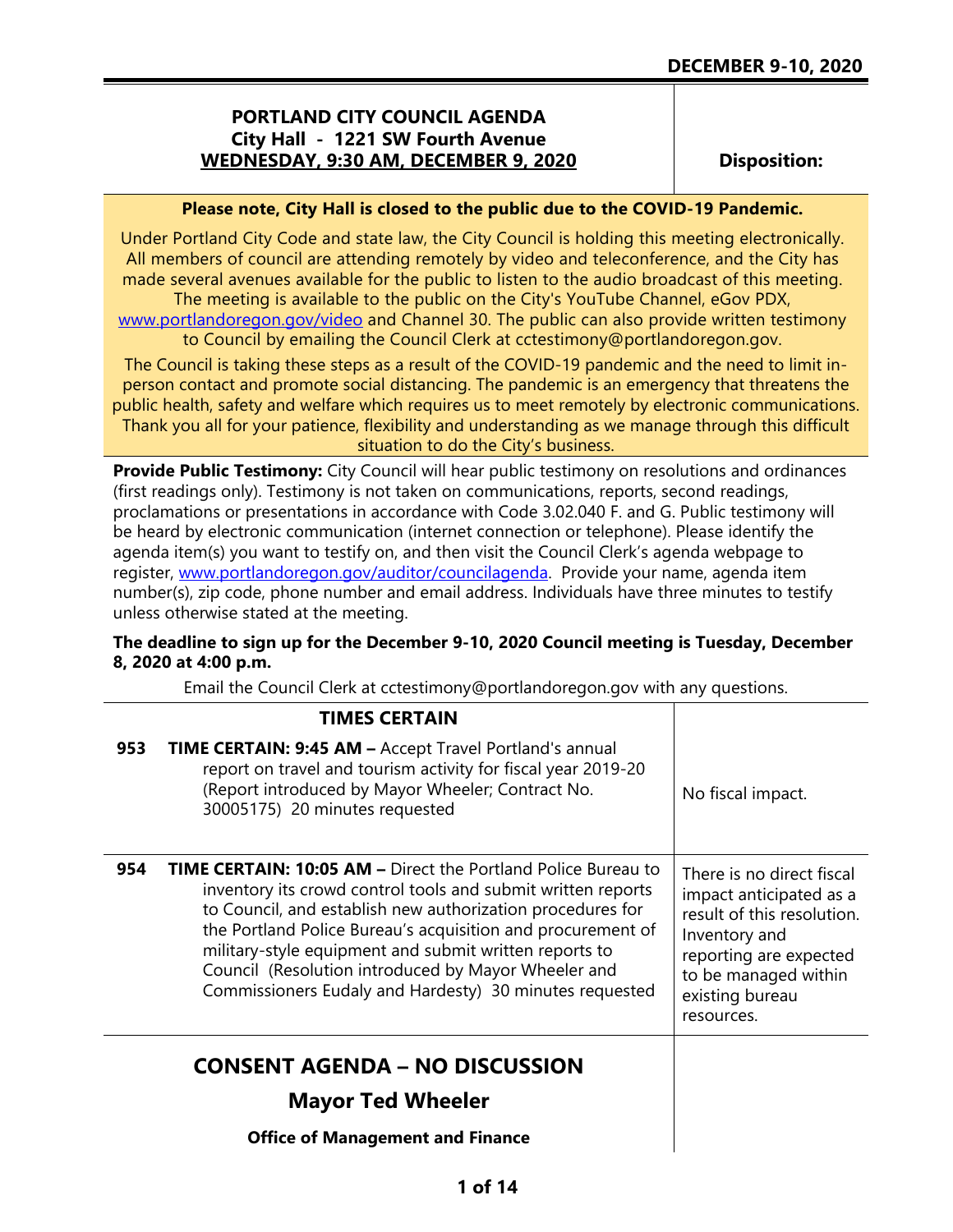**DECEMBER 9-10, 2020**

# PORTLAND CITY COUNCIL AGENDA
## City Hall - 1221 SW Fourth Avenue
## WEDNESDAY, 9:30 AM, DECEMBER 9, 2020

**Disposition:**

**Please note, City Hall is closed to the public due to the COVID-19 Pandemic.**

Under Portland City Code and state law, the City Council is holding this meeting electronically. All members of council are attending remotely by video and teleconference, and the City has made several avenues available for the public to listen to the audio broadcast of this meeting. The meeting is available to the public on the City's YouTube Channel, eGov PDX, www.portlandoregon.gov/video and Channel 30. The public can also provide written testimony to Council by emailing the Council Clerk at cctestimony@portlandoregon.gov.

The Council is taking these steps as a result of the COVID-19 pandemic and the need to limit in-person contact and promote social distancing. The pandemic is an emergency that threatens the public health, safety and welfare which requires us to meet remotely by electronic communications. Thank you all for your patience, flexibility and understanding as we manage through this difficult situation to do the City's business.

**Provide Public Testimony:** City Council will hear public testimony on resolutions and ordinances (first readings only). Testimony is not taken on communications, reports, second readings, proclamations or presentations in accordance with Code 3.02.040 F. and G. Public testimony will be heard by electronic communication (internet connection or telephone). Please identify the agenda item(s) you want to testify on, and then visit the Council Clerk's agenda webpage to register, www.portlandoregon.gov/auditor/councilagenda. Provide your name, agenda item number(s), zip code, phone number and email address. Individuals have three minutes to testify unless otherwise stated at the meeting.

**The deadline to sign up for the December 9-10, 2020 Council meeting is Tuesday, December 8, 2020 at 4:00 p.m.**

Email the Council Clerk at cctestimony@portlandoregon.gov with any questions.

## TIMES CERTAIN

| # | Item | Disposition |
|---|---|---|
| 953 | **TIME CERTAIN: 9:45 AM –** Accept Travel Portland's annual report on travel and tourism activity for fiscal year 2019-20 (Report introduced by Mayor Wheeler; Contract No. 30005175) 20 minutes requested | No fiscal impact. |
| 954 | **TIME CERTAIN: 10:05 AM –** Direct the Portland Police Bureau to inventory its crowd control tools and submit written reports to Council, and establish new authorization procedures for the Portland Police Bureau's acquisition and procurement of military-style equipment and submit written reports to Council (Resolution introduced by Mayor Wheeler and Commissioners Eudaly and Hardesty) 30 minutes requested | There is no direct fiscal impact anticipated as a result of this resolution. Inventory and reporting are expected to be managed within existing bureau resources. |

## CONSENT AGENDA – NO DISCUSSION

## Mayor Ted Wheeler

**Office of Management and Finance**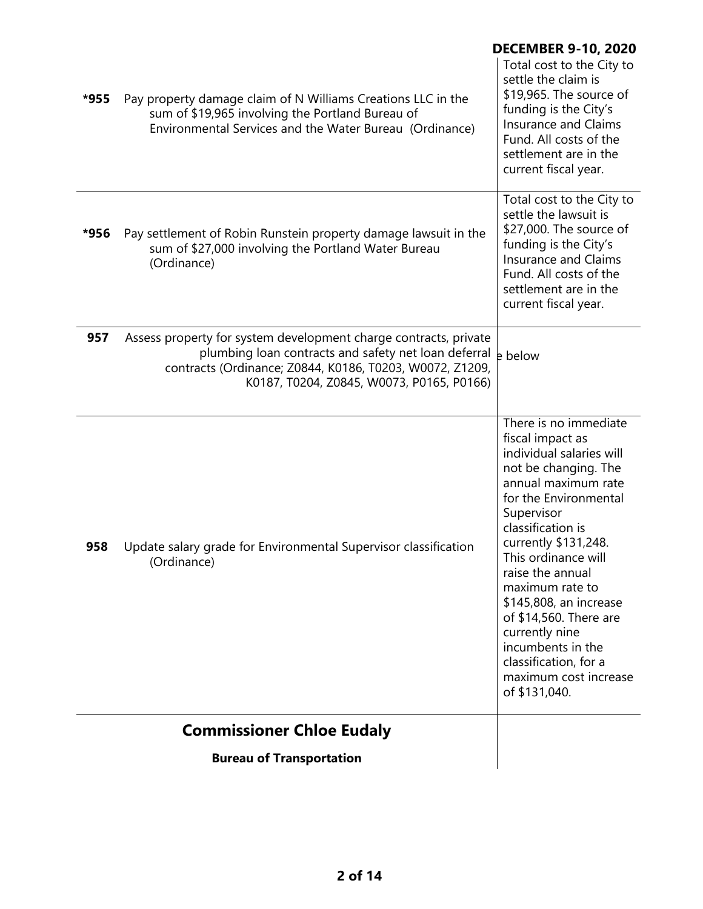| | | |
|---|---|---|
| *955 | Pay property damage claim of N Williams Creations LLC in the sum of $19,965 involving the Portland Bureau of Environmental Services and the Water Bureau (Ordinance) | Total cost to the City to settle the claim is $19,965. The source of funding is the City's Insurance and Claims Fund. All costs of the settlement are in the current fiscal year. |
| *956 | Pay settlement of Robin Runstein property damage lawsuit in the sum of $27,000 involving the Portland Water Bureau (Ordinance) | Total cost to the City to settle the lawsuit is $27,000. The source of funding is the City's Insurance and Claims Fund. All costs of the settlement are in the current fiscal year. |
| 957 | Assess property for system development charge contracts, private plumbing loan contracts and safety net loan deferral contracts (Ordinance; Z0844, K0186, T0203, W0072, Z1209, K0187, T0204, Z0845, W0073, P0165, P0166) | e below |
| 958 | Update salary grade for Environmental Supervisor classification (Ordinance) | There is no immediate fiscal impact as individual salaries will not be changing. The annual maximum rate for the Environmental Supervisor classification is currently $131,248. This ordinance will raise the annual maximum rate to $145,808, an increase of $14,560. There are currently nine incumbents in the classification, for a maximum cost increase of $131,040. |

## Commissioner Chloe Eudaly

### Bureau of Transportation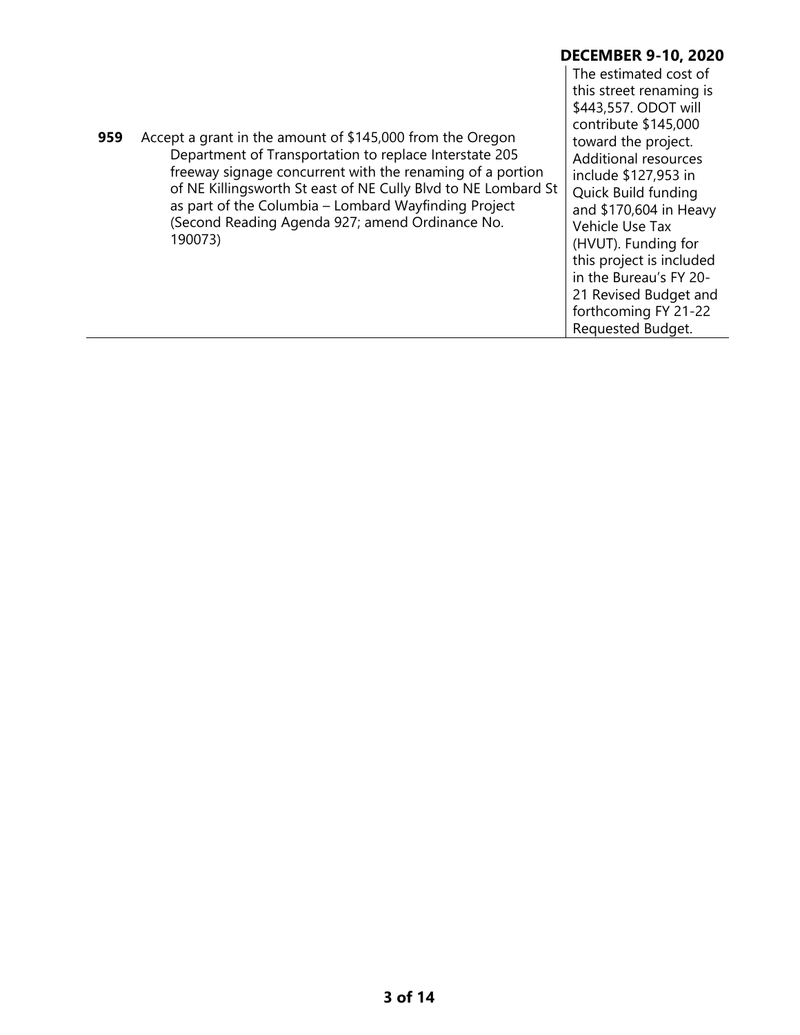**DECEMBER 9-10, 2020**

| | | |
|---|---|---|
| **959** | Accept a grant in the amount of $145,000 from the Oregon Department of Transportation to replace Interstate 205 freeway signage concurrent with the renaming of a portion of NE Killingsworth St east of NE Cully Blvd to NE Lombard St as part of the Columbia – Lombard Wayfinding Project (Second Reading Agenda 927; amend Ordinance No. 190073) | The estimated cost of this street renaming is $443,557. ODOT will contribute $145,000 toward the project. Additional resources include $127,953 in Quick Build funding and $170,604 in Heavy Vehicle Use Tax (HVUT). Funding for this project is included in the Bureau's FY 20-21 Revised Budget and forthcoming FY 21-22 Requested Budget. |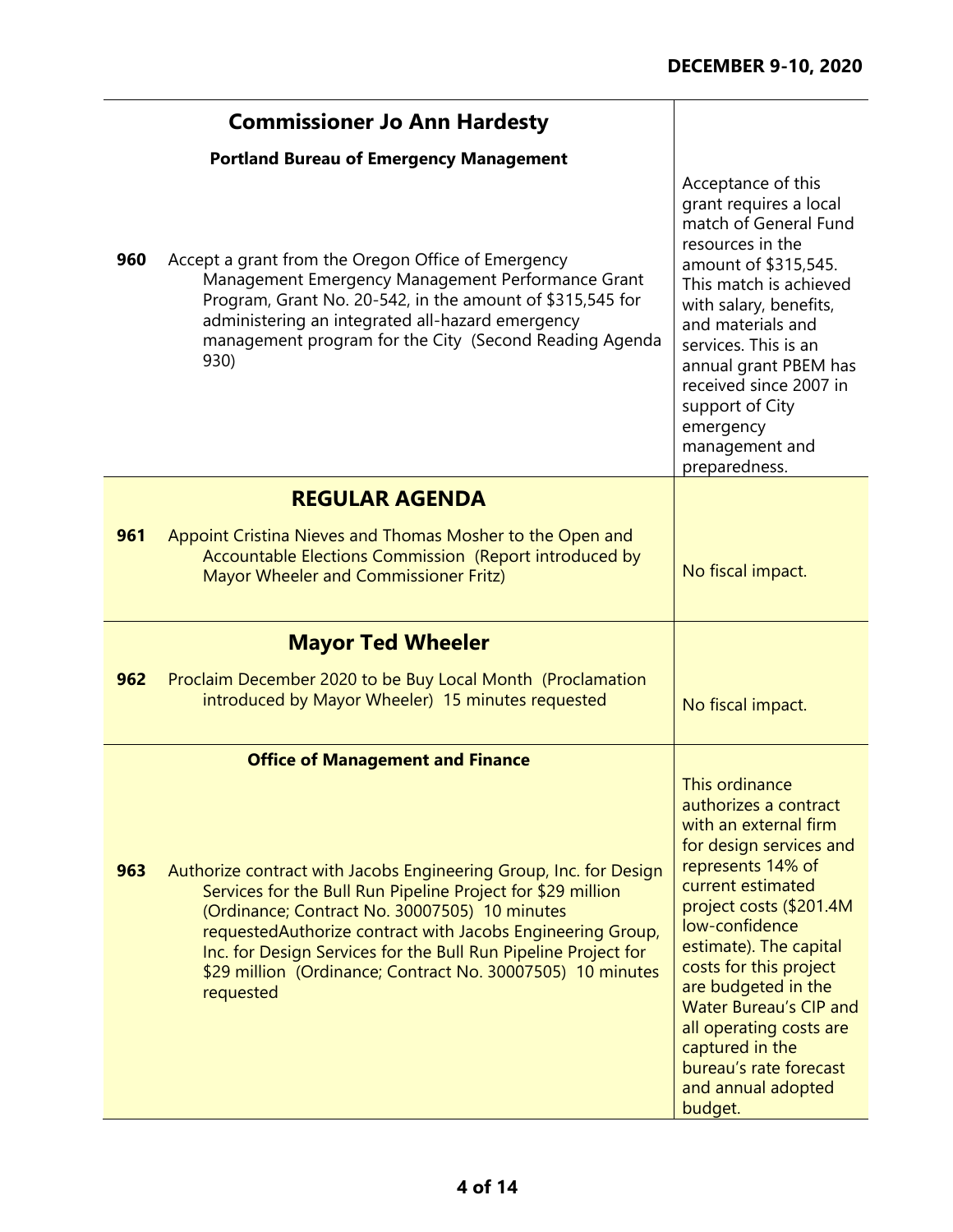| | | |
|---|---|---|
| | **Commissioner Jo Ann Hardesty** | |
| | **Portland Bureau of Emergency Management** | |
| **960** | Accept a grant from the Oregon Office of Emergency Management Emergency Management Performance Grant Program, Grant No. 20-542, in the amount of $315,545 for administering an integrated all-hazard emergency management program for the City (Second Reading Agenda 930) | Acceptance of this grant requires a local match of General Fund resources in the amount of $315,545. This match is achieved with salary, benefits, and materials and services. This is an annual grant PBEM has received since 2007 in support of City emergency management and preparedness. |
| | **REGULAR AGENDA** | |
| **961** | Appoint Cristina Nieves and Thomas Mosher to the Open and Accountable Elections Commission (Report introduced by Mayor Wheeler and Commissioner Fritz) | No fiscal impact. |
| | **Mayor Ted Wheeler** | |
| **962** | Proclaim December 2020 to be Buy Local Month (Proclamation introduced by Mayor Wheeler) 15 minutes requested | No fiscal impact. |
| | **Office of Management and Finance** | |
| **963** | Authorize contract with Jacobs Engineering Group, Inc. for Design Services for the Bull Run Pipeline Project for $29 million (Ordinance; Contract No. 30007505) 10 minutes requestedAuthorize contract with Jacobs Engineering Group, Inc. for Design Services for the Bull Run Pipeline Project for $29 million (Ordinance; Contract No. 30007505) 10 minutes requested | This ordinance authorizes a contract with an external firm for design services and represents 14% of current estimated project costs ($201.4M low-confidence estimate). The capital costs for this project are budgeted in the Water Bureau's CIP and all operating costs are captured in the bureau's rate forecast and annual adopted budget. |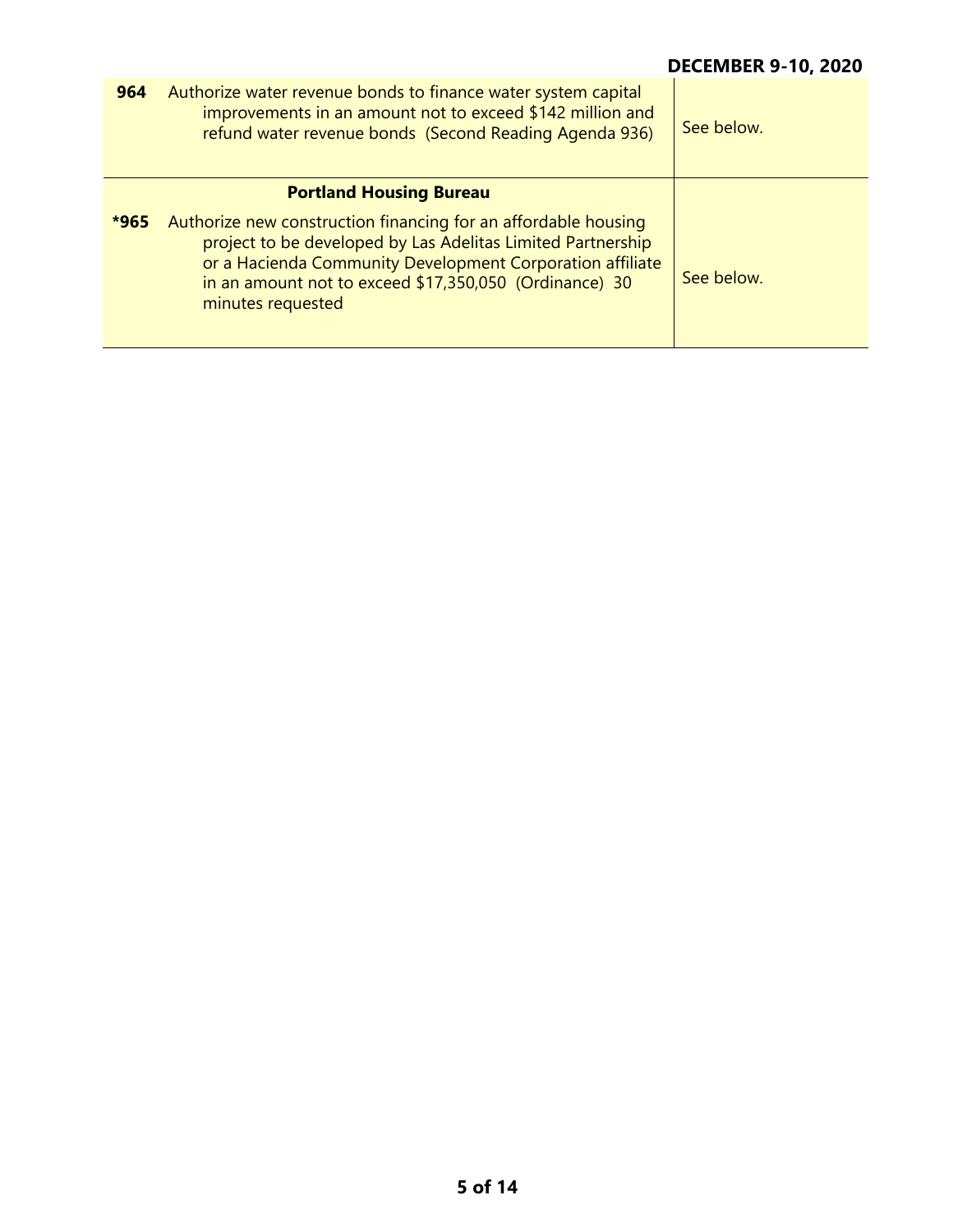| | | |
|---|---|---|
| **964** | Authorize water revenue bonds to finance water system capital improvements in an amount not to exceed $142 million and refund water revenue bonds (Second Reading Agenda 936) | See below. |
| | **Portland Housing Bureau** | |
| ***965** | Authorize new construction financing for an affordable housing project to be developed by Las Adelitas Limited Partnership or a Hacienda Community Development Corporation affiliate in an amount not to exceed $17,350,050 (Ordinance) 30 minutes requested | See below. |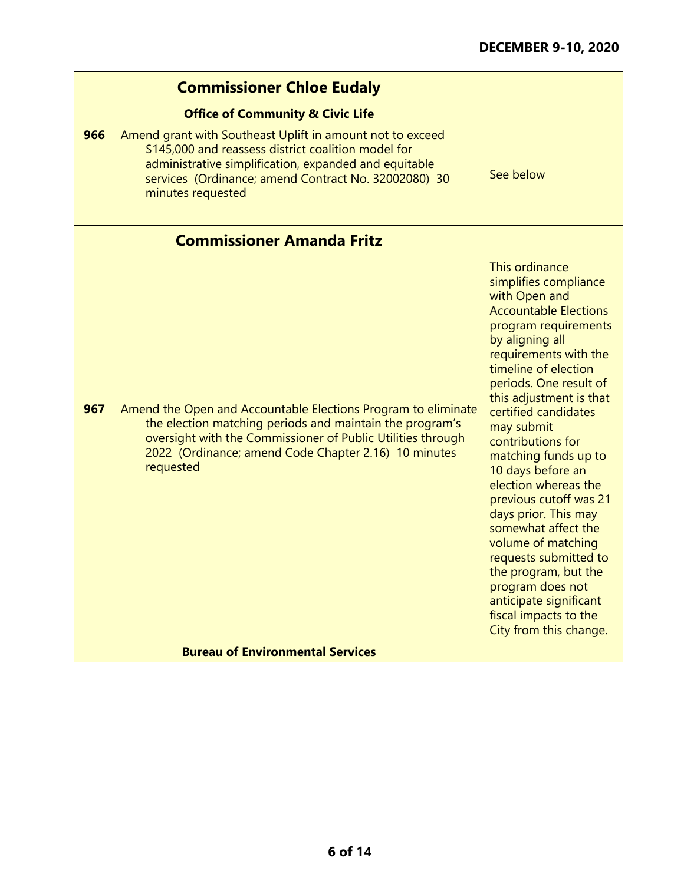| | | |
|---|---|---|
| | **Commissioner Chloe Eudaly** | |
| | **Office of Community & Civic Life** | |
| **966** | Amend grant with Southeast Uplift in amount not to exceed $145,000 and reassess district coalition model for administrative simplification, expanded and equitable services (Ordinance; amend Contract No. 32002080) 30 minutes requested | See below |
| | **Commissioner Amanda Fritz** | |
| **967** | Amend the Open and Accountable Elections Program to eliminate the election matching periods and maintain the program's oversight with the Commissioner of Public Utilities through 2022 (Ordinance; amend Code Chapter 2.16) 10 minutes requested | This ordinance simplifies compliance with Open and Accountable Elections program requirements by aligning all requirements with the timeline of election periods. One result of this adjustment is that certified candidates may submit contributions for matching funds up to 10 days before an election whereas the previous cutoff was 21 days prior. This may somewhat affect the volume of matching requests submitted to the program, but the program does not anticipate significant fiscal impacts to the City from this change. |
| | **Bureau of Environmental Services** | |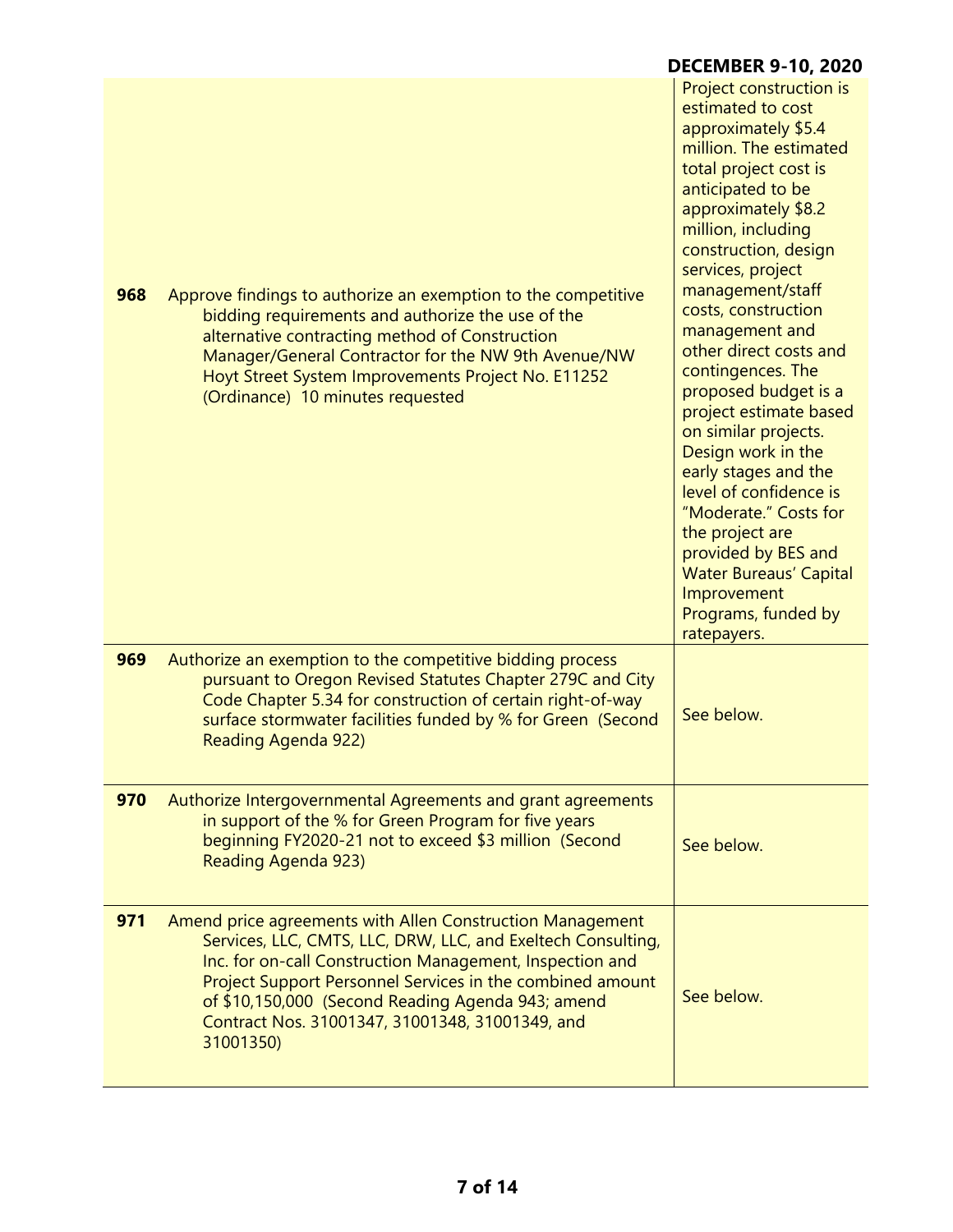| | | |
|---|---|---|
| **968** | Approve findings to authorize an exemption to the competitive bidding requirements and authorize the use of the alternative contracting method of Construction Manager/General Contractor for the NW 9th Avenue/NW Hoyt Street System Improvements Project No. E11252 (Ordinance) 10 minutes requested | Project construction is estimated to cost approximately $5.4 million. The estimated total project cost is anticipated to be approximately $8.2 million, including construction, design services, project management/staff costs, construction management and other direct costs and contingences. The proposed budget is a project estimate based on similar projects. Design work in the early stages and the level of confidence is "Moderate." Costs for the project are provided by BES and Water Bureaus' Capital Improvement Programs, funded by ratepayers. |
| **969** | Authorize an exemption to the competitive bidding process pursuant to Oregon Revised Statutes Chapter 279C and City Code Chapter 5.34 for construction of certain right-of-way surface stormwater facilities funded by % for Green (Second Reading Agenda 922) | See below. |
| **970** | Authorize Intergovernmental Agreements and grant agreements in support of the % for Green Program for five years beginning FY2020-21 not to exceed $3 million (Second Reading Agenda 923) | See below. |
| **971** | Amend price agreements with Allen Construction Management Services, LLC, CMTS, LLC, DRW, LLC, and Exeltech Consulting, Inc. for on-call Construction Management, Inspection and Project Support Personnel Services in the combined amount of $10,150,000 (Second Reading Agenda 943; amend Contract Nos. 31001347, 31001348, 31001349, and 31001350) | See below. |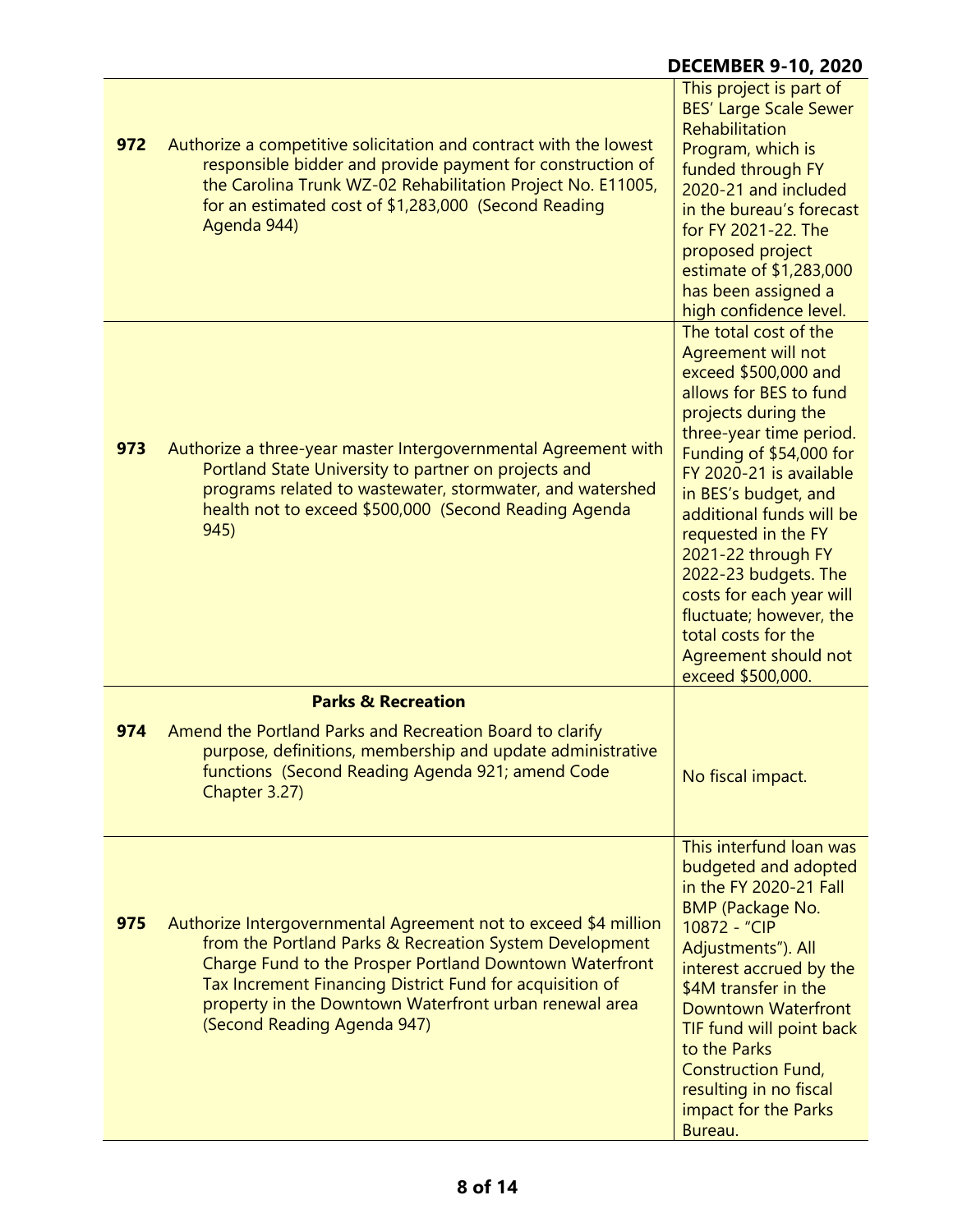| | | |
|---|---|---|
| **972** | Authorize a competitive solicitation and contract with the lowest responsible bidder and provide payment for construction of the Carolina Trunk WZ-02 Rehabilitation Project No. E11005, for an estimated cost of $1,283,000 (Second Reading Agenda 944) | This project is part of BES' Large Scale Sewer Rehabilitation Program, which is funded through FY 2020-21 and included in the bureau's forecast for FY 2021-22. The proposed project estimate of $1,283,000 has been assigned a high confidence level. |
| **973** | Authorize a three-year master Intergovernmental Agreement with Portland State University to partner on projects and programs related to wastewater, stormwater, and watershed health not to exceed $500,000 (Second Reading Agenda 945) | The total cost of the Agreement will not exceed $500,000 and allows for BES to fund projects during the three-year time period. Funding of $54,000 for FY 2020-21 is available in BES's budget, and additional funds will be requested in the FY 2021-22 through FY 2022-23 budgets. The costs for each year will fluctuate; however, the total costs for the Agreement should not exceed $500,000. |
| | **Parks & Recreation** | |
| **974** | Amend the Portland Parks and Recreation Board to clarify purpose, definitions, membership and update administrative functions (Second Reading Agenda 921; amend Code Chapter 3.27) | No fiscal impact. |
| **975** | Authorize Intergovernmental Agreement not to exceed $4 million from the Portland Parks & Recreation System Development Charge Fund to the Prosper Portland Downtown Waterfront Tax Increment Financing District Fund for acquisition of property in the Downtown Waterfront urban renewal area (Second Reading Agenda 947) | This interfund loan was budgeted and adopted in the FY 2020-21 Fall BMP (Package No. 10872 - "CIP Adjustments"). All interest accrued by the $4M transfer in the Downtown Waterfront TIF fund will point back to the Parks Construction Fund, resulting in no fiscal impact for the Parks Bureau. |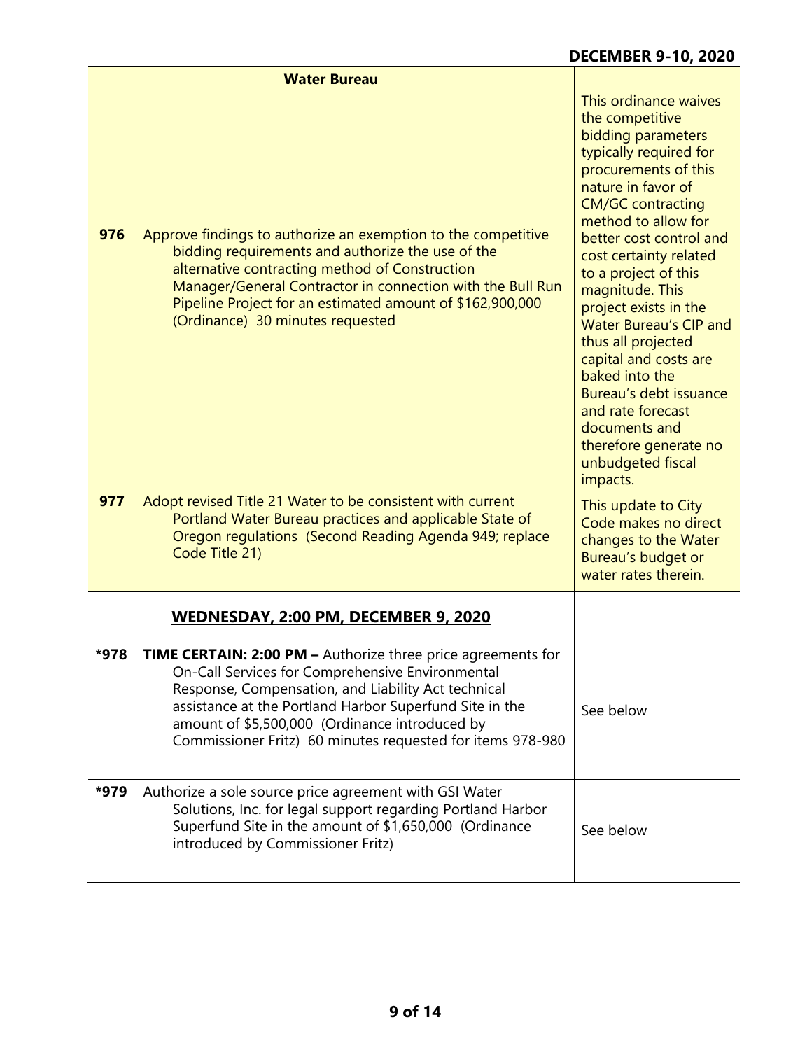| | Water Bureau | |
|---|---|---|
| 976 | Approve findings to authorize an exemption to the competitive bidding requirements and authorize the use of the alternative contracting method of Construction Manager/General Contractor in connection with the Bull Run Pipeline Project for an estimated amount of $162,900,000 (Ordinance) 30 minutes requested | This ordinance waives the competitive bidding parameters typically required for procurements of this nature in favor of CM/GC contracting method to allow for better cost control and cost certainty related to a project of this magnitude. This project exists in the Water Bureau's CIP and thus all projected capital and costs are baked into the Bureau's debt issuance and rate forecast documents and therefore generate no unbudgeted fiscal impacts. |
| 977 | Adopt revised Title 21 Water to be consistent with current Portland Water Bureau practices and applicable State of Oregon regulations (Second Reading Agenda 949; replace Code Title 21) | This update to City Code makes no direct changes to the Water Bureau's budget or water rates therein. |

## WEDNESDAY, 2:00 PM, DECEMBER 9, 2020

| | | |
|---|---|---|
| *978 | **TIME CERTAIN: 2:00 PM –** Authorize three price agreements for On-Call Services for Comprehensive Environmental Response, Compensation, and Liability Act technical assistance at the Portland Harbor Superfund Site in the amount of $5,500,000 (Ordinance introduced by Commissioner Fritz) 60 minutes requested for items 978-980 | See below |
| *979 | Authorize a sole source price agreement with GSI Water Solutions, Inc. for legal support regarding Portland Harbor Superfund Site in the amount of $1,650,000 (Ordinance introduced by Commissioner Fritz) | See below |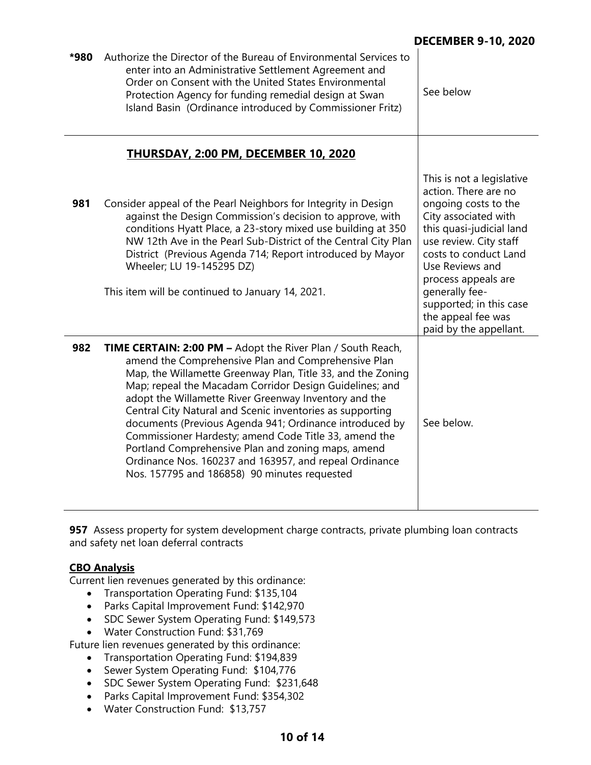**DECEMBER 9-10, 2020**

| | | |
|---|---|---|
| **\*980** | Authorize the Director of the Bureau of Environmental Services to enter into an Administrative Settlement Agreement and Order on Consent with the United States Environmental Protection Agency for funding remedial design at Swan Island Basin (Ordinance introduced by Commissioner Fritz) | See below |
| | **THURSDAY, 2:00 PM, DECEMBER 10, 2020** | |
| **981** | Consider appeal of the Pearl Neighbors for Integrity in Design against the Design Commission's decision to approve, with conditions Hyatt Place, a 23-story mixed use building at 350 NW 12th Ave in the Pearl Sub-District of the Central City Plan District (Previous Agenda 714; Report introduced by Mayor Wheeler; LU 19-145295 DZ)<br><br>This item will be continued to January 14, 2021. | This is not a legislative action. There are no ongoing costs to the City associated with this quasi-judicial land use review. City staff costs to conduct Land Use Reviews and process appeals are generally fee-supported; in this case the appeal fee was paid by the appellant. |
| **982** | **TIME CERTAIN: 2:00 PM –** Adopt the River Plan / South Reach, amend the Comprehensive Plan and Comprehensive Plan Map, the Willamette Greenway Plan, Title 33, and the Zoning Map; repeal the Macadam Corridor Design Guidelines; and adopt the Willamette River Greenway Inventory and the Central City Natural and Scenic inventories as supporting documents (Previous Agenda 941; Ordinance introduced by Commissioner Hardesty; amend Code Title 33, amend the Portland Comprehensive Plan and zoning maps, amend Ordinance Nos. 160237 and 163957, and repeal Ordinance Nos. 157795 and 186858) 90 minutes requested | See below. |

**957** Assess property for system development charge contracts, private plumbing loan contracts and safety net loan deferral contracts

**CBO Analysis**

Current lien revenues generated by this ordinance:

- Transportation Operating Fund: $135,104
- Parks Capital Improvement Fund: $142,970
- SDC Sewer System Operating Fund: $149,573
- Water Construction Fund: $31,769

Future lien revenues generated by this ordinance:

- Transportation Operating Fund: $194,839
- Sewer System Operating Fund: $104,776
- SDC Sewer System Operating Fund: $231,648
- Parks Capital Improvement Fund: $354,302
- Water Construction Fund: $13,757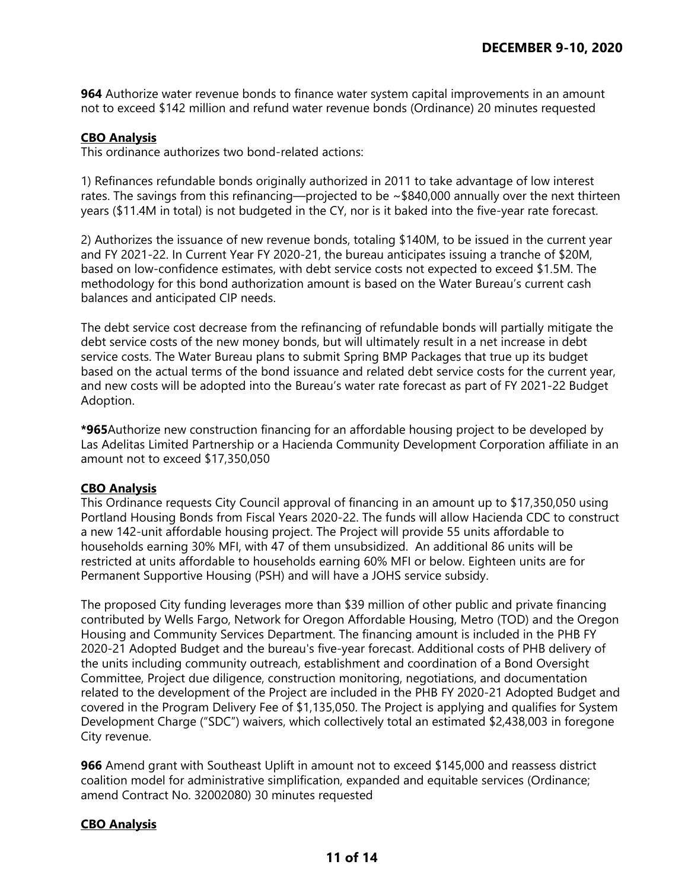**964** Authorize water revenue bonds to finance water system capital improvements in an amount not to exceed $142 million and refund water revenue bonds (Ordinance) 20 minutes requested

**CBO Analysis**

This ordinance authorizes two bond-related actions:

1) Refinances refundable bonds originally authorized in 2011 to take advantage of low interest rates. The savings from this refinancing—projected to be ~$840,000 annually over the next thirteen years ($11.4M in total) is not budgeted in the CY, nor is it baked into the five-year rate forecast.

2) Authorizes the issuance of new revenue bonds, totaling $140M, to be issued in the current year and FY 2021-22. In Current Year FY 2020-21, the bureau anticipates issuing a tranche of $20M, based on low-confidence estimates, with debt service costs not expected to exceed $1.5M. The methodology for this bond authorization amount is based on the Water Bureau's current cash balances and anticipated CIP needs.

The debt service cost decrease from the refinancing of refundable bonds will partially mitigate the debt service costs of the new money bonds, but will ultimately result in a net increase in debt service costs. The Water Bureau plans to submit Spring BMP Packages that true up its budget based on the actual terms of the bond issuance and related debt service costs for the current year, and new costs will be adopted into the Bureau's water rate forecast as part of FY 2021-22 Budget Adoption.

**\*965**Authorize new construction financing for an affordable housing project to be developed by Las Adelitas Limited Partnership or a Hacienda Community Development Corporation affiliate in an amount not to exceed $17,350,050

**CBO Analysis**

This Ordinance requests City Council approval of financing in an amount up to $17,350,050 using Portland Housing Bonds from Fiscal Years 2020-22. The funds will allow Hacienda CDC to construct a new 142-unit affordable housing project. The Project will provide 55 units affordable to households earning 30% MFI, with 47 of them unsubsidized. An additional 86 units will be restricted at units affordable to households earning 60% MFI or below. Eighteen units are for Permanent Supportive Housing (PSH) and will have a JOHS service subsidy.

The proposed City funding leverages more than $39 million of other public and private financing contributed by Wells Fargo, Network for Oregon Affordable Housing, Metro (TOD) and the Oregon Housing and Community Services Department. The financing amount is included in the PHB FY 2020-21 Adopted Budget and the bureau's five-year forecast. Additional costs of PHB delivery of the units including community outreach, establishment and coordination of a Bond Oversight Committee, Project due diligence, construction monitoring, negotiations, and documentation related to the development of the Project are included in the PHB FY 2020-21 Adopted Budget and covered in the Program Delivery Fee of $1,135,050. The Project is applying and qualifies for System Development Charge ("SDC") waivers, which collectively total an estimated $2,438,003 in foregone City revenue.

**966** Amend grant with Southeast Uplift in amount not to exceed $145,000 and reassess district coalition model for administrative simplification, expanded and equitable services (Ordinance; amend Contract No. 32002080) 30 minutes requested

**CBO Analysis**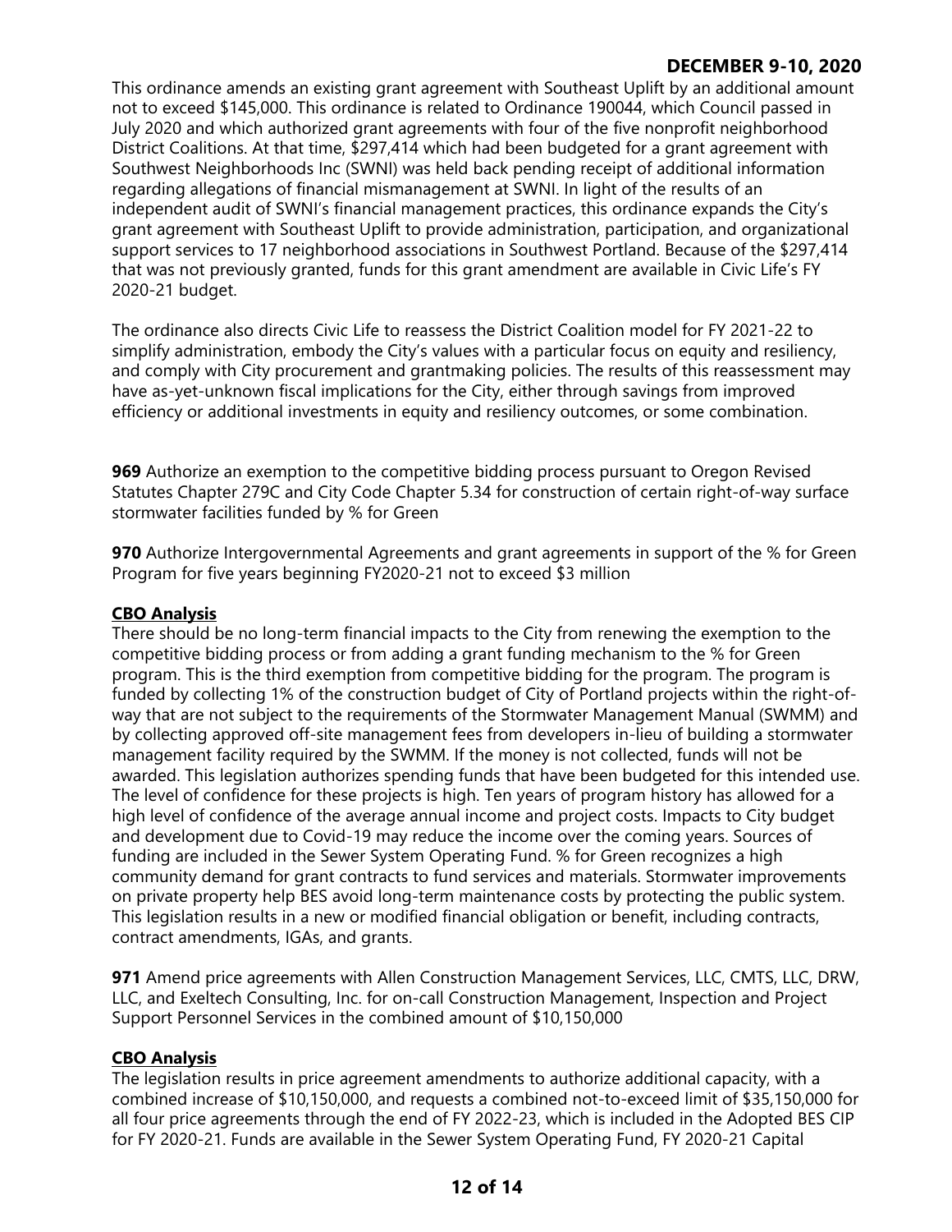This ordinance amends an existing grant agreement with Southeast Uplift by an additional amount not to exceed $145,000. This ordinance is related to Ordinance 190044, which Council passed in July 2020 and which authorized grant agreements with four of the five nonprofit neighborhood District Coalitions. At that time, $297,414 which had been budgeted for a grant agreement with Southwest Neighborhoods Inc (SWNI) was held back pending receipt of additional information regarding allegations of financial mismanagement at SWNI. In light of the results of an independent audit of SWNI's financial management practices, this ordinance expands the City's grant agreement with Southeast Uplift to provide administration, participation, and organizational support services to 17 neighborhood associations in Southwest Portland. Because of the $297,414 that was not previously granted, funds for this grant amendment are available in Civic Life's FY 2020-21 budget.

The ordinance also directs Civic Life to reassess the District Coalition model for FY 2021-22 to simplify administration, embody the City's values with a particular focus on equity and resiliency, and comply with City procurement and grantmaking policies. The results of this reassessment may have as-yet-unknown fiscal implications for the City, either through savings from improved efficiency or additional investments in equity and resiliency outcomes, or some combination.

**969** Authorize an exemption to the competitive bidding process pursuant to Oregon Revised Statutes Chapter 279C and City Code Chapter 5.34 for construction of certain right-of-way surface stormwater facilities funded by % for Green

**970** Authorize Intergovernmental Agreements and grant agreements in support of the % for Green Program for five years beginning FY2020-21 not to exceed $3 million

**CBO Analysis**

There should be no long-term financial impacts to the City from renewing the exemption to the competitive bidding process or from adding a grant funding mechanism to the % for Green program. This is the third exemption from competitive bidding for the program. The program is funded by collecting 1% of the construction budget of City of Portland projects within the right-of-way that are not subject to the requirements of the Stormwater Management Manual (SWMM) and by collecting approved off-site management fees from developers in-lieu of building a stormwater management facility required by the SWMM. If the money is not collected, funds will not be awarded. This legislation authorizes spending funds that have been budgeted for this intended use. The level of confidence for these projects is high. Ten years of program history has allowed for a high level of confidence of the average annual income and project costs. Impacts to City budget and development due to Covid-19 may reduce the income over the coming years. Sources of funding are included in the Sewer System Operating Fund. % for Green recognizes a high community demand for grant contracts to fund services and materials. Stormwater improvements on private property help BES avoid long-term maintenance costs by protecting the public system. This legislation results in a new or modified financial obligation or benefit, including contracts, contract amendments, IGAs, and grants.

**971** Amend price agreements with Allen Construction Management Services, LLC, CMTS, LLC, DRW, LLC, and Exeltech Consulting, Inc. for on-call Construction Management, Inspection and Project Support Personnel Services in the combined amount of $10,150,000

**CBO Analysis**

The legislation results in price agreement amendments to authorize additional capacity, with a combined increase of $10,150,000, and requests a combined not-to-exceed limit of $35,150,000 for all four price agreements through the end of FY 2022-23, which is included in the Adopted BES CIP for FY 2020-21. Funds are available in the Sewer System Operating Fund, FY 2020-21 Capital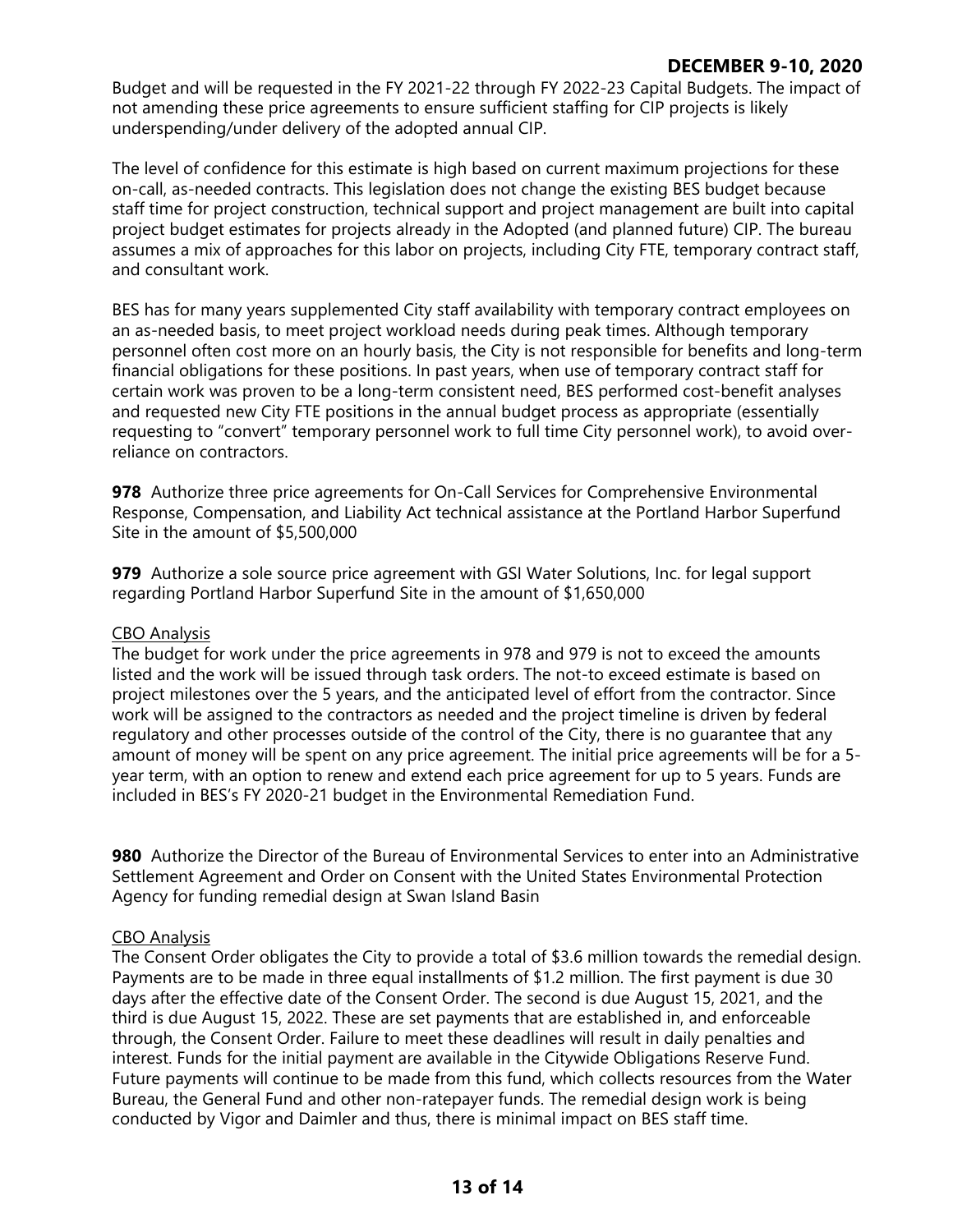Budget and will be requested in the FY 2021-22 through FY 2022-23 Capital Budgets. The impact of not amending these price agreements to ensure sufficient staffing for CIP projects is likely underspending/under delivery of the adopted annual CIP.

The level of confidence for this estimate is high based on current maximum projections for these on-call, as-needed contracts. This legislation does not change the existing BES budget because staff time for project construction, technical support and project management are built into capital project budget estimates for projects already in the Adopted (and planned future) CIP. The bureau assumes a mix of approaches for this labor on projects, including City FTE, temporary contract staff, and consultant work.

BES has for many years supplemented City staff availability with temporary contract employees on an as-needed basis, to meet project workload needs during peak times. Although temporary personnel often cost more on an hourly basis, the City is not responsible for benefits and long-term financial obligations for these positions. In past years, when use of temporary contract staff for certain work was proven to be a long-term consistent need, BES performed cost-benefit analyses and requested new City FTE positions in the annual budget process as appropriate (essentially requesting to "convert" temporary personnel work to full time City personnel work), to avoid over-reliance on contractors.

**978** Authorize three price agreements for On-Call Services for Comprehensive Environmental Response, Compensation, and Liability Act technical assistance at the Portland Harbor Superfund Site in the amount of $5,500,000

**979** Authorize a sole source price agreement with GSI Water Solutions, Inc. for legal support regarding Portland Harbor Superfund Site in the amount of $1,650,000

<u>CBO Analysis</u>

The budget for work under the price agreements in 978 and 979 is not to exceed the amounts listed and the work will be issued through task orders. The not-to exceed estimate is based on project milestones over the 5 years, and the anticipated level of effort from the contractor. Since work will be assigned to the contractors as needed and the project timeline is driven by federal regulatory and other processes outside of the control of the City, there is no guarantee that any amount of money will be spent on any price agreement. The initial price agreements will be for a 5-year term, with an option to renew and extend each price agreement for up to 5 years. Funds are included in BES's FY 2020-21 budget in the Environmental Remediation Fund.

**980** Authorize the Director of the Bureau of Environmental Services to enter into an Administrative Settlement Agreement and Order on Consent with the United States Environmental Protection Agency for funding remedial design at Swan Island Basin

<u>CBO Analysis</u>

The Consent Order obligates the City to provide a total of $3.6 million towards the remedial design. Payments are to be made in three equal installments of $1.2 million. The first payment is due 30 days after the effective date of the Consent Order. The second is due August 15, 2021, and the third is due August 15, 2022. These are set payments that are established in, and enforceable through, the Consent Order. Failure to meet these deadlines will result in daily penalties and interest. Funds for the initial payment are available in the Citywide Obligations Reserve Fund. Future payments will continue to be made from this fund, which collects resources from the Water Bureau, the General Fund and other non-ratepayer funds. The remedial design work is being conducted by Vigor and Daimler and thus, there is minimal impact on BES staff time.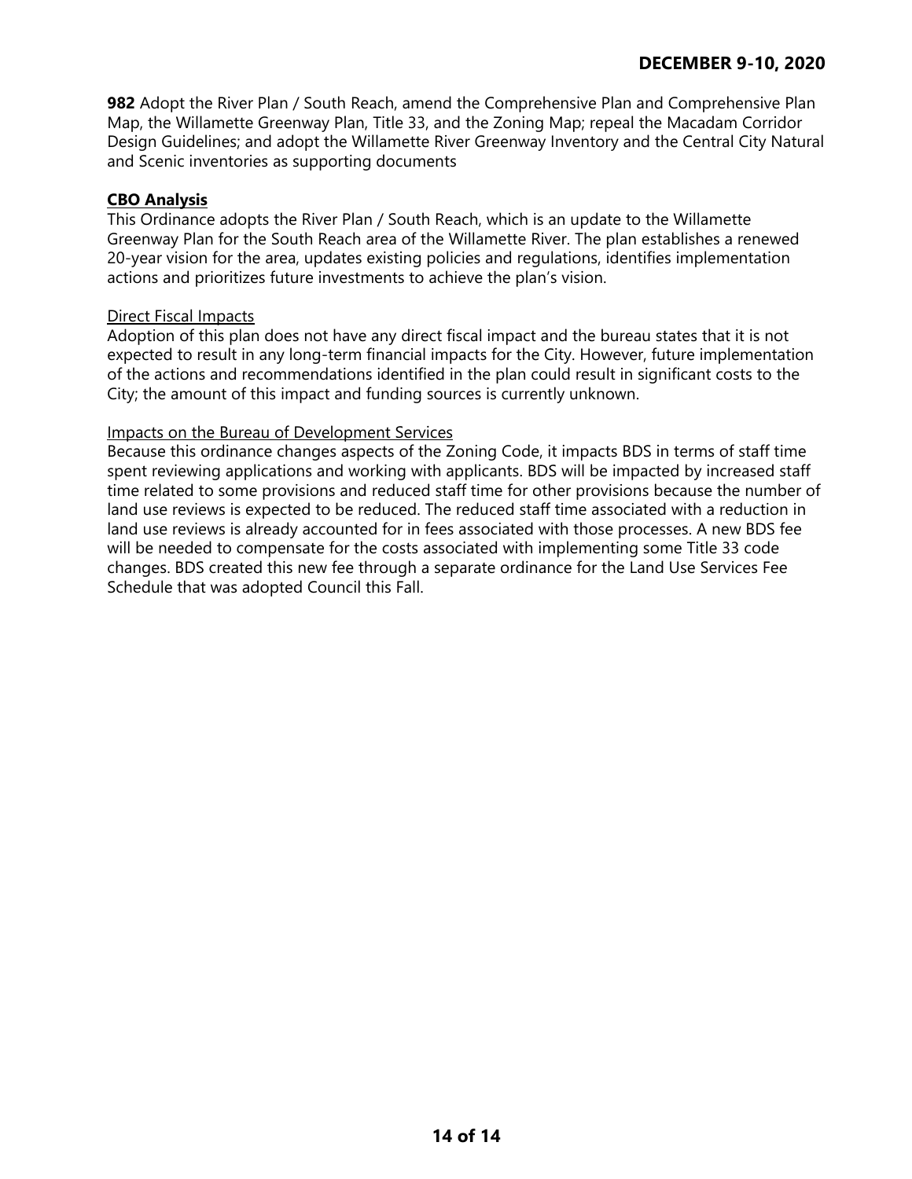**982** Adopt the River Plan / South Reach, amend the Comprehensive Plan and Comprehensive Plan Map, the Willamette Greenway Plan, Title 33, and the Zoning Map; repeal the Macadam Corridor Design Guidelines; and adopt the Willamette River Greenway Inventory and the Central City Natural and Scenic inventories as supporting documents

**CBO Analysis**

This Ordinance adopts the River Plan / South Reach, which is an update to the Willamette Greenway Plan for the South Reach area of the Willamette River. The plan establishes a renewed 20-year vision for the area, updates existing policies and regulations, identifies implementation actions and prioritizes future investments to achieve the plan's vision.

Direct Fiscal Impacts

Adoption of this plan does not have any direct fiscal impact and the bureau states that it is not expected to result in any long-term financial impacts for the City. However, future implementation of the actions and recommendations identified in the plan could result in significant costs to the City; the amount of this impact and funding sources is currently unknown.

Impacts on the Bureau of Development Services

Because this ordinance changes aspects of the Zoning Code, it impacts BDS in terms of staff time spent reviewing applications and working with applicants. BDS will be impacted by increased staff time related to some provisions and reduced staff time for other provisions because the number of land use reviews is expected to be reduced. The reduced staff time associated with a reduction in land use reviews is already accounted for in fees associated with those processes. A new BDS fee will be needed to compensate for the costs associated with implementing some Title 33 code changes. BDS created this new fee through a separate ordinance for the Land Use Services Fee Schedule that was adopted Council this Fall.